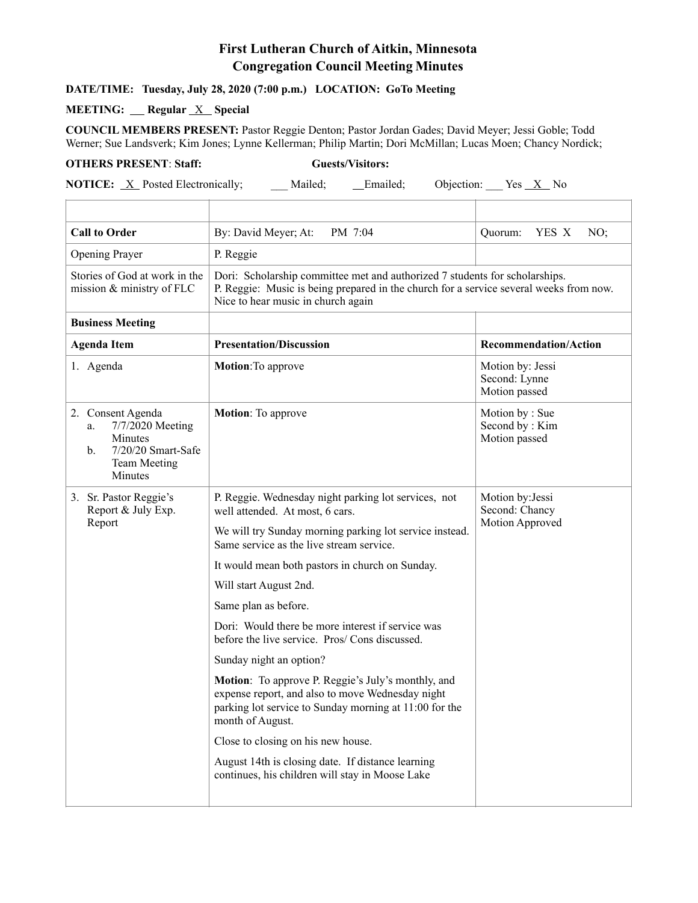# First Lutheran Church of Aitkin, Minnesota
# Congregation Council Meeting Minutes

**DATE/TIME: Tuesday, July 28, 2020 (7:00 p.m.) LOCATION: GoTo Meeting**

**MEETING: ___ Regular _X_ Special**

**COUNCIL MEMBERS PRESENT:** Pastor Reggie Denton; Pastor Jordan Gades; David Meyer; Jessi Goble; Todd Werner; Sue Landsverk; Kim Jones; Lynne Kellerman; Philip Martin; Dori McMillan; Lucas Moen; Chancy Nordick;

**OTHERS PRESENT**: **Staff:** **Guests/Visitors:**

**NOTICE:** _X_ Posted Electronically; ___ Mailed; __Emailed; Objection: ___ Yes _X_ No

| | | |
|---|---|---|
| **Call to Order** | By: David Meyer; At: PM 7:04 | Quorum: YES X NO; |
| Opening Prayer | P. Reggie | |
| Stories of God at work in the mission & ministry of FLC | Dori: Scholarship committee met and authorized 7 students for scholarships.<br>P. Reggie: Music is being prepared in the church for a service several weeks from now. Nice to hear music in church again | |
| **Business Meeting** | | |
| **Agenda Item** | **Presentation/Discussion** | **Recommendation/Action** |
| 1. Agenda | **Motion**:To approve | Motion by: Jessi<br>Second: Lynne<br>Motion passed |
| 2. Consent Agenda<br>a. 7/7/2020 Meeting Minutes<br>b. 7/20/20 Smart-Safe Team Meeting Minutes | **Motion**: To approve | Motion by : Sue<br>Second by : Kim<br>Motion passed |
| 3. Sr. Pastor Reggie's Report & July Exp. Report | P. Reggie. Wednesday night parking lot services, not well attended. At most, 6 cars.<br>We will try Sunday morning parking lot service instead. Same service as the live stream service.<br>It would mean both pastors in church on Sunday.<br>Will start August 2nd.<br>Same plan as before.<br>Dori: Would there be more interest if service was before the live service. Pros/ Cons discussed.<br>Sunday night an option?<br>**Motion**: To approve P. Reggie's July's monthly, and expense report, and also to move Wednesday night parking lot service to Sunday morning at 11:00 for the month of August.<br>Close to closing on his new house.<br>August 14th is closing date. If distance learning continues, his children will stay in Moose Lake | Motion by:Jessi<br>Second: Chancy<br>Motion Approved |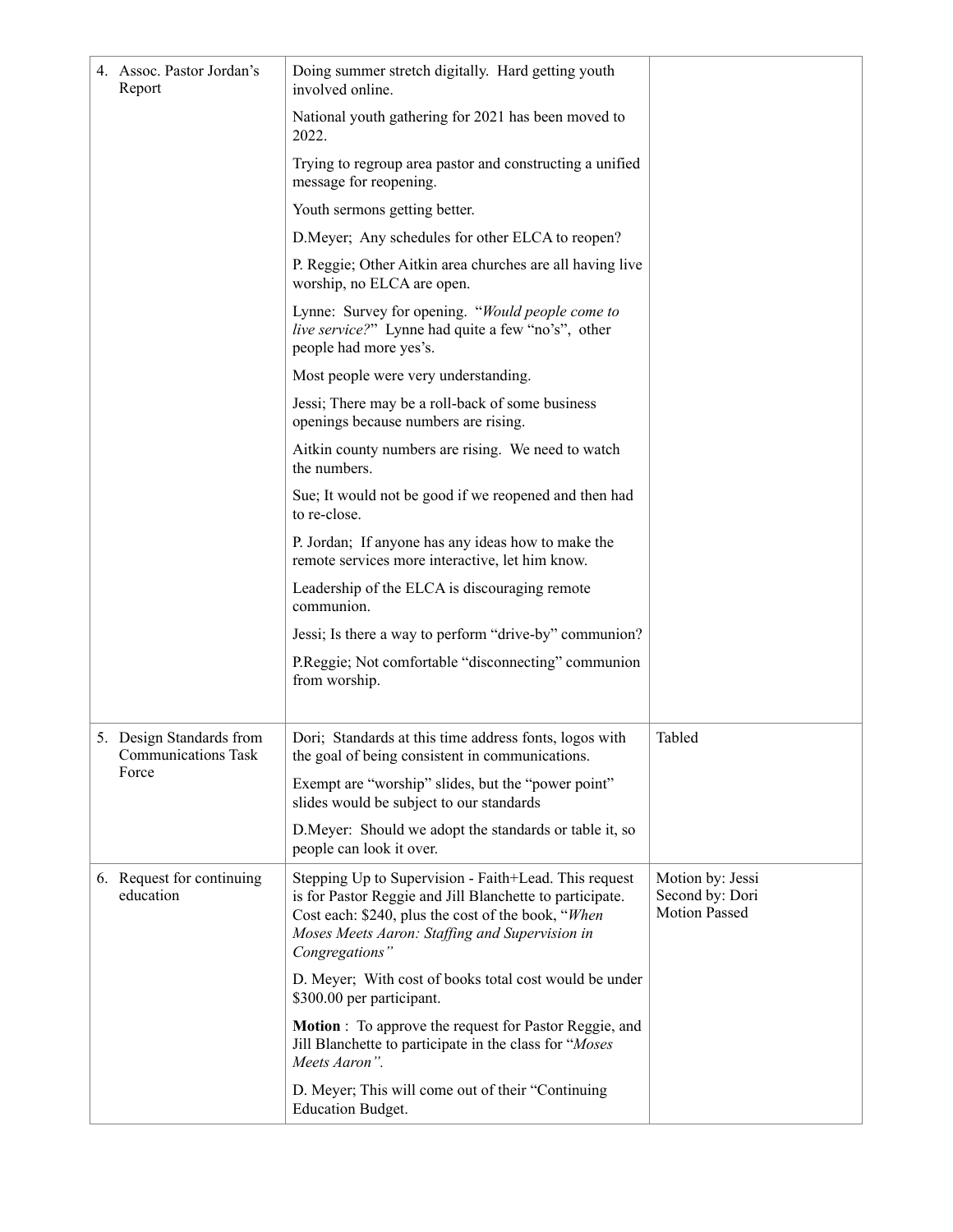| | | |
|---|---|---|
| 4. Assoc. Pastor Jordan's Report | Doing summer stretch digitally. Hard getting youth involved online.<br><br>National youth gathering for 2021 has been moved to 2022.<br><br>Trying to regroup area pastor and constructing a unified message for reopening.<br><br>Youth sermons getting better.<br><br>D.Meyer; Any schedules for other ELCA to reopen?<br><br>P. Reggie; Other Aitkin area churches are all having live worship, no ELCA are open.<br><br>Lynne: Survey for opening. "*Would people come to live service?*" Lynne had quite a few "no's", other people had more yes's.<br><br>Most people were very understanding.<br><br>Jessi; There may be a roll-back of some business openings because numbers are rising.<br><br>Aitkin county numbers are rising. We need to watch the numbers.<br><br>Sue; It would not be good if we reopened and then had to re-close.<br><br>P. Jordan; If anyone has any ideas how to make the remote services more interactive, let him know.<br><br>Leadership of the ELCA is discouraging remote communion.<br><br>Jessi; Is there a way to perform "drive-by" communion?<br><br>P.Reggie; Not comfortable "disconnecting" communion from worship. | |
| 5. Design Standards from Communications Task Force | Dori; Standards at this time address fonts, logos with the goal of being consistent in communications.<br><br>Exempt are "worship" slides, but the "power point" slides would be subject to our standards<br><br>D.Meyer: Should we adopt the standards or table it, so people can look it over. | Tabled |
| 6. Request for continuing education | Stepping Up to Supervision - Faith+Lead. This request is for Pastor Reggie and Jill Blanchette to participate. Cost each: $240, plus the cost of the book, "*When Moses Meets Aaron: Staffing and Supervision in Congregations"*<br><br>D. Meyer; With cost of books total cost would be under $300.00 per participant.<br><br>**Motion** : To approve the request for Pastor Reggie, and Jill Blanchette to participate in the class for "*Moses Meets Aaron".*<br><br>D. Meyer; This will come out of their "Continuing Education Budget. | Motion by: Jessi<br>Second by: Dori<br>Motion Passed |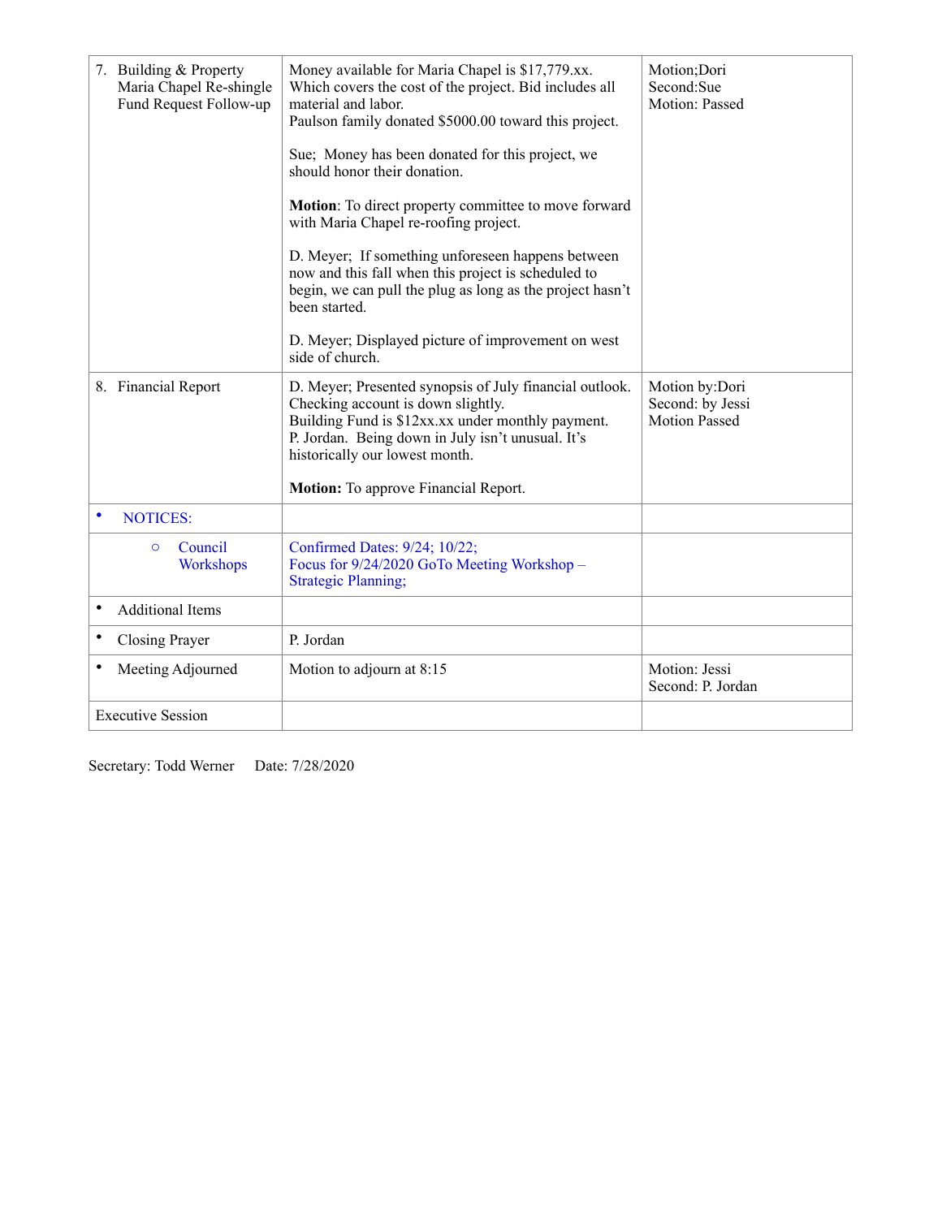| | | |
|---|---|---|
| 7. Building & Property Maria Chapel Re-shingle Fund Request Follow-up | Money available for Maria Chapel is $17,779.xx. Which covers the cost of the project. Bid includes all material and labor.<br>Paulson family donated $5000.00 toward this project.<br><br>Sue; Money has been donated for this project, we should honor their donation.<br><br>**Motion**: To direct property committee to move forward with Maria Chapel re-roofing project.<br><br>D. Meyer; If something unforeseen happens between now and this fall when this project is scheduled to begin, we can pull the plug as long as the project hasn't been started.<br><br>D. Meyer; Displayed picture of improvement on west side of church. | Motion;Dori<br>Second:Sue<br>Motion: Passed |
| 8. Financial Report | D. Meyer; Presented synopsis of July financial outlook. Checking account is down slightly.<br>Building Fund is $12xx.xx under monthly payment.<br>P. Jordan. Being down in July isn't unusual. It's historically our lowest month.<br><br>**Motion:** To approve Financial Report. | Motion by:Dori<br>Second: by Jessi<br>Motion Passed |
| • NOTICES: | | |
| ○ Council Workshops | Confirmed Dates: 9/24; 10/22;<br>Focus for 9/24/2020 GoTo Meeting Workshop – Strategic Planning; | |
| • Additional Items | | |
| • Closing Prayer | P. Jordan | |
| • Meeting Adjourned | Motion to adjourn at 8:15 | Motion: Jessi<br>Second: P. Jordan |
| Executive Session | | |

Secretary: Todd Werner Date: 7/28/2020